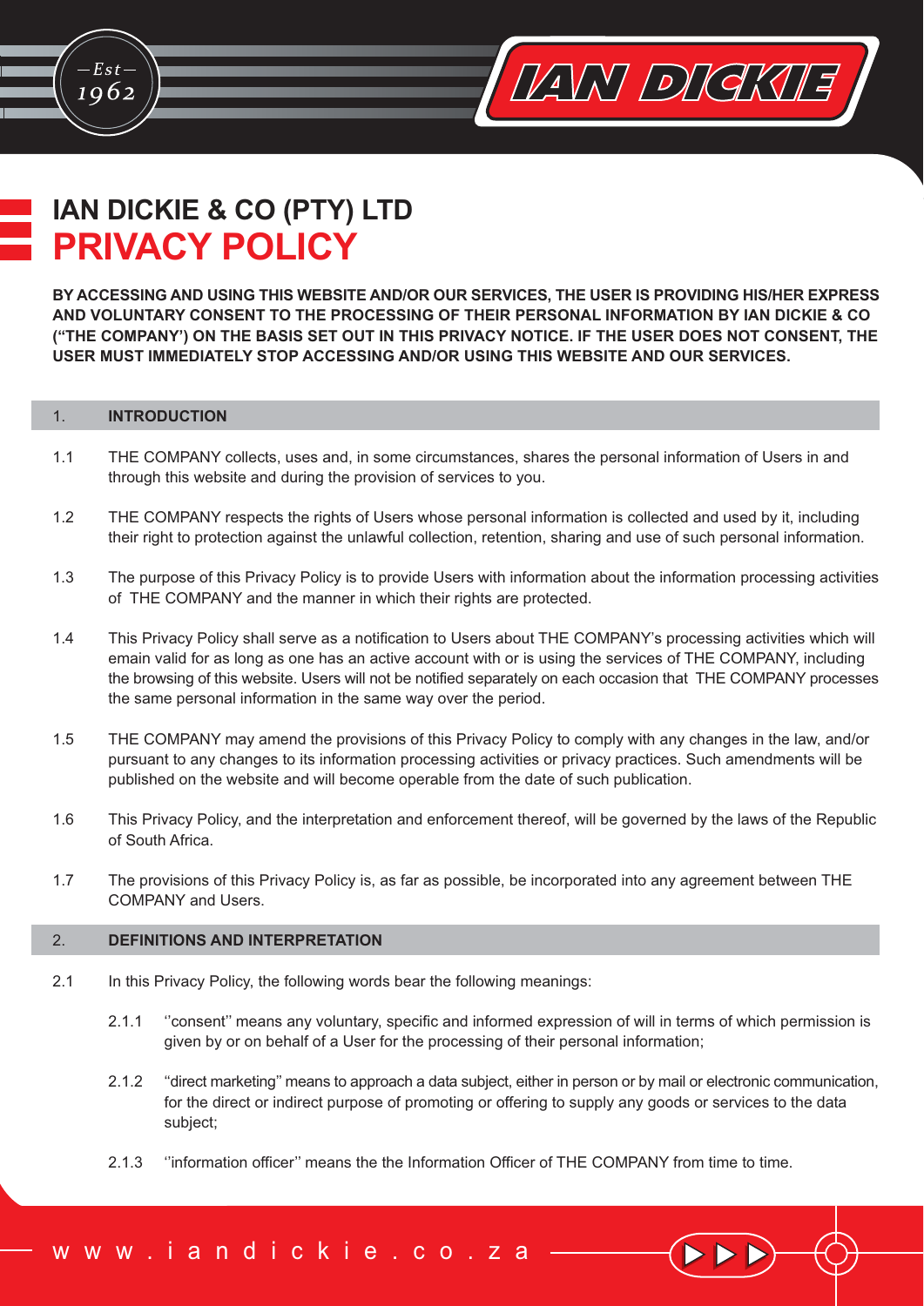# IAN DICKIE & CO (PTY) LTD
# PRIVACY POLICY

**BY ACCESSING AND USING THIS WEBSITE AND/OR OUR SERVICES, THE USER IS PROVIDING HIS/HER EXPRESS AND VOLUNTARY CONSENT TO THE PROCESSING OF THEIR PERSONAL INFORMATION BY IAN DICKIE & CO ("THE COMPANY') ON THE BASIS SET OUT IN THIS PRIVACY NOTICE. IF THE USER DOES NOT CONSENT, THE USER MUST IMMEDIATELY STOP ACCESSING AND/OR USING THIS WEBSITE AND OUR SERVICES.**

## 1. INTRODUCTION

1.1 THE COMPANY collects, uses and, in some circumstances, shares the personal information of Users in and through this website and during the provision of services to you.

1.2 THE COMPANY respects the rights of Users whose personal information is collected and used by it, including their right to protection against the unlawful collection, retention, sharing and use of such personal information.

1.3 The purpose of this Privacy Policy is to provide Users with information about the information processing activities of THE COMPANY and the manner in which their rights are protected.

1.4 This Privacy Policy shall serve as a notification to Users about THE COMPANY's processing activities which will emain valid for as long as one has an active account with or is using the services of THE COMPANY, including the browsing of this website. Users will not be notified separately on each occasion that THE COMPANY processes the same personal information in the same way over the period.

1.5 THE COMPANY may amend the provisions of this Privacy Policy to comply with any changes in the law, and/or pursuant to any changes to its information processing activities or privacy practices. Such amendments will be published on the website and will become operable from the date of such publication.

1.6 This Privacy Policy, and the interpretation and enforcement thereof, will be governed by the laws of the Republic of South Africa.

1.7 The provisions of this Privacy Policy is, as far as possible, be incorporated into any agreement between THE COMPANY and Users.

## 2. DEFINITIONS AND INTERPRETATION

2.1 In this Privacy Policy, the following words bear the following meanings:

2.1.1 ''consent'' means any voluntary, specific and informed expression of will in terms of which permission is given by or on behalf of a User for the processing of their personal information;

2.1.2 "direct marketing" means to approach a data subject, either in person or by mail or electronic communication, for the direct or indirect purpose of promoting or offering to supply any goods or services to the data subject;

2.1.3 ''information officer'' means the the Information Officer of THE COMPANY from time to time.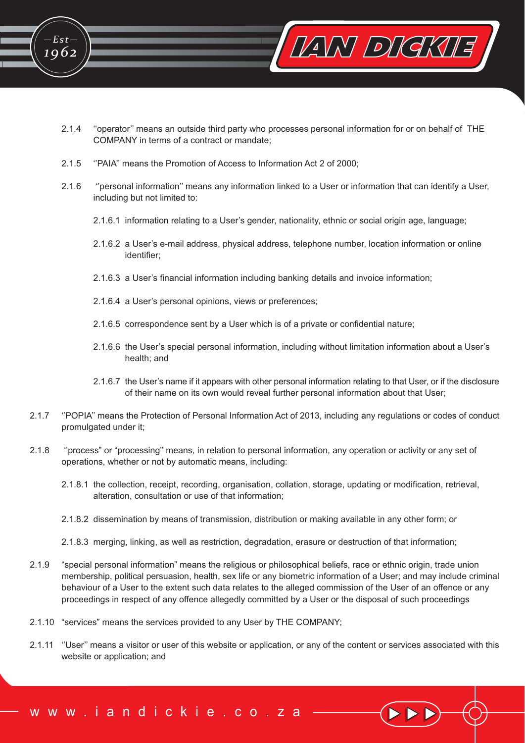2.1.4 ''operator'' means an outside third party who processes personal information for or on behalf of THE COMPANY in terms of a contract or mandate;

2.1.5 ''PAIA'' means the Promotion of Access to Information Act 2 of 2000;

2.1.6 ''personal information'' means any information linked to a User or information that can identify a User, including but not limited to:

2.1.6.1 information relating to a User's gender, nationality, ethnic or social origin age, language;

2.1.6.2 a User's e-mail address, physical address, telephone number, location information or online identifier;

2.1.6.3 a User's financial information including banking details and invoice information;

2.1.6.4 a User's personal opinions, views or preferences;

2.1.6.5 correspondence sent by a User which is of a private or confidential nature;

2.1.6.6 the User's special personal information, including without limitation information about a User's health; and

2.1.6.7 the User's name if it appears with other personal information relating to that User, or if the disclosure of their name on its own would reveal further personal information about that User;

2.1.7 ''POPIA'' means the Protection of Personal Information Act of 2013, including any regulations or codes of conduct promulgated under it;

2.1.8 ''process" or "processing'' means, in relation to personal information, any operation or activity or any set of operations, whether or not by automatic means, including:

2.1.8.1 the collection, receipt, recording, organisation, collation, storage, updating or modification, retrieval, alteration, consultation or use of that information;

2.1.8.2 dissemination by means of transmission, distribution or making available in any other form; or

2.1.8.3 merging, linking, as well as restriction, degradation, erasure or destruction of that information;

2.1.9 "special personal information" means the religious or philosophical beliefs, race or ethnic origin, trade union membership, political persuasion, health, sex life or any biometric information of a User; and may include criminal behaviour of a User to the extent such data relates to the alleged commission of the User of an offence or any proceedings in respect of any offence allegedly committed by a User or the disposal of such proceedings

2.1.10 "services" means the services provided to any User by THE COMPANY;

2.1.11 ''User'' means a visitor or user of this website or application, or any of the content or services associated with this website or application; and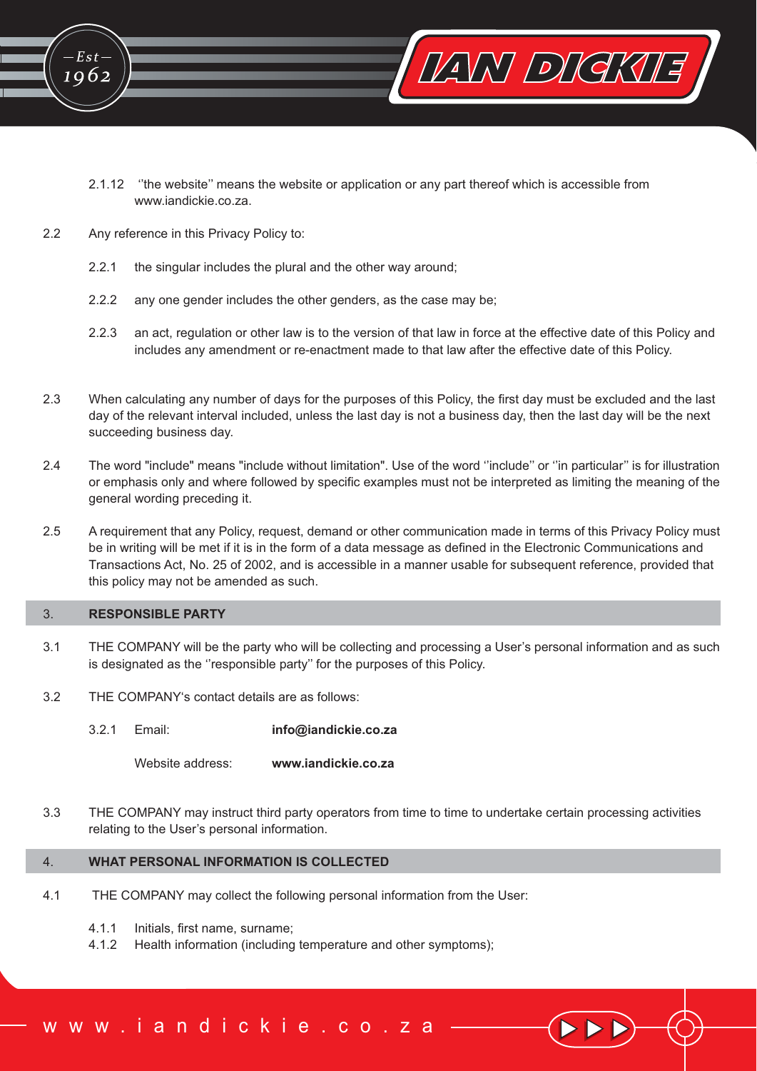2.1.12 ''the website'' means the website or application or any part thereof which is accessible from www.iandickie.co.za.

2.2 Any reference in this Privacy Policy to:

2.2.1 the singular includes the plural and the other way around;

2.2.2 any one gender includes the other genders, as the case may be;

2.2.3 an act, regulation or other law is to the version of that law in force at the effective date of this Policy and includes any amendment or re-enactment made to that law after the effective date of this Policy.

2.3 When calculating any number of days for the purposes of this Policy, the first day must be excluded and the last day of the relevant interval included, unless the last day is not a business day, then the last day will be the next succeeding business day.

2.4 The word "include" means "include without limitation". Use of the word ''include'' or ''in particular'' is for illustration or emphasis only and where followed by specific examples must not be interpreted as limiting the meaning of the general wording preceding it.

2.5 A requirement that any Policy, request, demand or other communication made in terms of this Privacy Policy must be in writing will be met if it is in the form of a data message as defined in the Electronic Communications and Transactions Act, No. 25 of 2002, and is accessible in a manner usable for subsequent reference, provided that this policy may not be amended as such.

## 3. RESPONSIBLE PARTY

3.1 THE COMPANY will be the party who will be collecting and processing a User's personal information and as such is designated as the ''responsible party'' for the purposes of this Policy.

3.2 THE COMPANY's contact details are as follows:

3.2.1 Email: **info@iandickie.co.za**

Website address: **www.iandickie.co.za**

3.3 THE COMPANY may instruct third party operators from time to time to undertake certain processing activities relating to the User's personal information.

## 4. WHAT PERSONAL INFORMATION IS COLLECTED

4.1 THE COMPANY may collect the following personal information from the User:

4.1.1 Initials, first name, surname;
4.1.2 Health information (including temperature and other symptoms);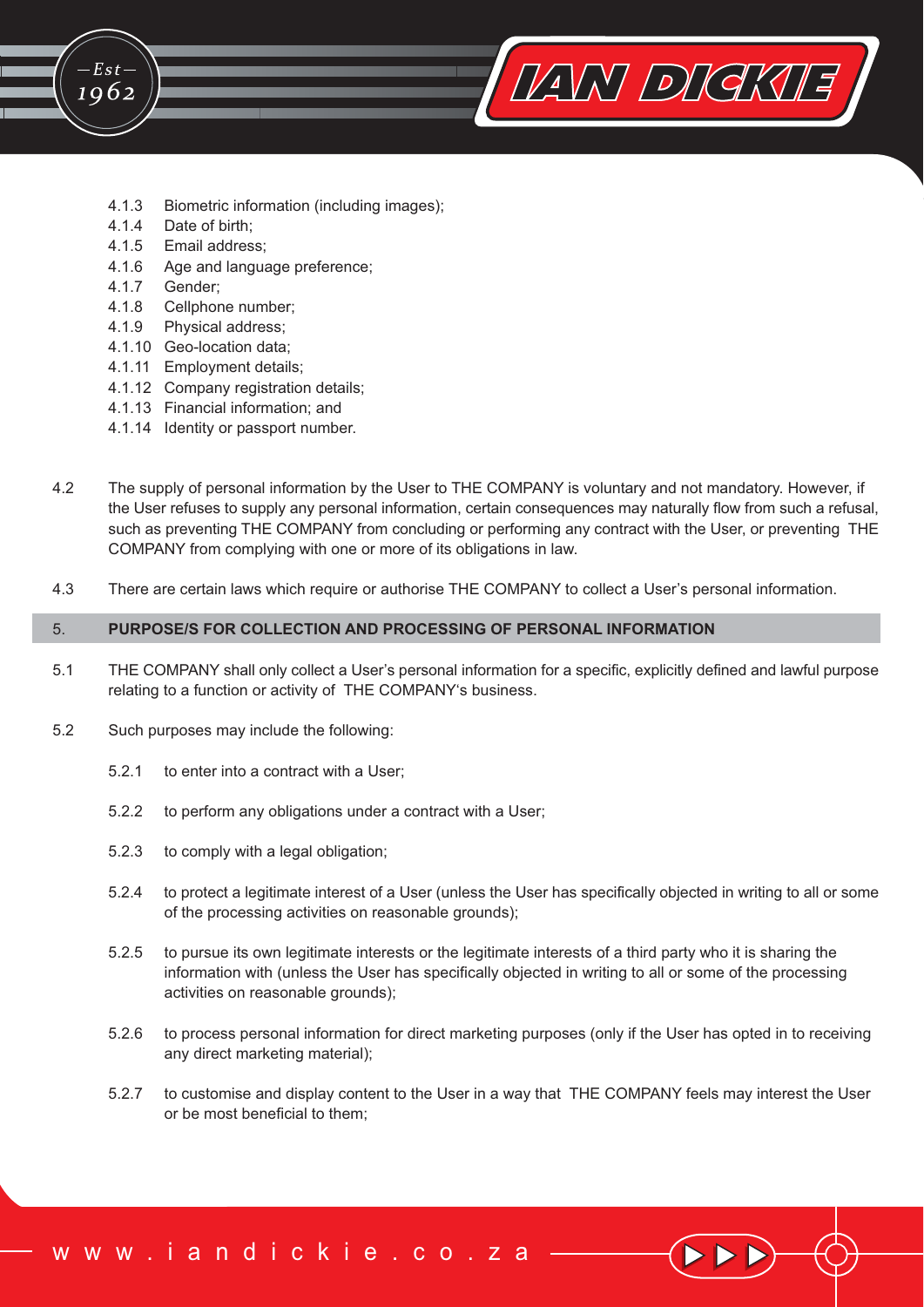4.1.3 Biometric information (including images);
4.1.4 Date of birth;
4.1.5 Email address;
4.1.6 Age and language preference;
4.1.7 Gender;
4.1.8 Cellphone number;
4.1.9 Physical address;
4.1.10 Geo-location data;
4.1.11 Employment details;
4.1.12 Company registration details;
4.1.13 Financial information; and
4.1.14 Identity or passport number.

4.2 The supply of personal information by the User to THE COMPANY is voluntary and not mandatory. However, if the User refuses to supply any personal information, certain consequences may naturally flow from such a refusal, such as preventing THE COMPANY from concluding or performing any contract with the User, or preventing THE COMPANY from complying with one or more of its obligations in law.

4.3 There are certain laws which require or authorise THE COMPANY to collect a User's personal information.

## 5. PURPOSE/S FOR COLLECTION AND PROCESSING OF PERSONAL INFORMATION

5.1 THE COMPANY shall only collect a User's personal information for a specific, explicitly defined and lawful purpose relating to a function or activity of THE COMPANY's business.

5.2 Such purposes may include the following:

5.2.1 to enter into a contract with a User;

5.2.2 to perform any obligations under a contract with a User;

5.2.3 to comply with a legal obligation;

5.2.4 to protect a legitimate interest of a User (unless the User has specifically objected in writing to all or some of the processing activities on reasonable grounds);

5.2.5 to pursue its own legitimate interests or the legitimate interests of a third party who it is sharing the information with (unless the User has specifically objected in writing to all or some of the processing activities on reasonable grounds);

5.2.6 to process personal information for direct marketing purposes (only if the User has opted in to receiving any direct marketing material);

5.2.7 to customise and display content to the User in a way that THE COMPANY feels may interest the User or be most beneficial to them;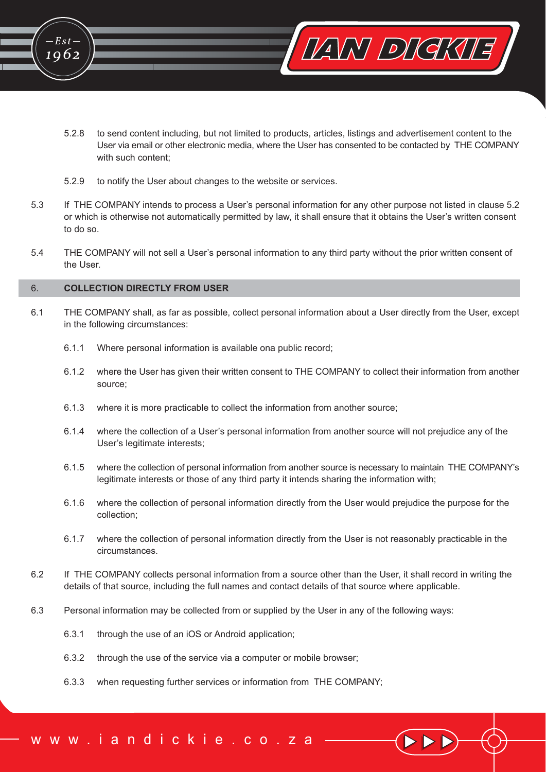5.2.8 to send content including, but not limited to products, articles, listings and advertisement content to the User via email or other electronic media, where the User has consented to be contacted by THE COMPANY with such content;

5.2.9 to notify the User about changes to the website or services.

5.3 If THE COMPANY intends to process a User's personal information for any other purpose not listed in clause 5.2 or which is otherwise not automatically permitted by law, it shall ensure that it obtains the User's written consent to do so.

5.4 THE COMPANY will not sell a User's personal information to any third party without the prior written consent of the User.

## 6. COLLECTION DIRECTLY FROM USER

6.1 THE COMPANY shall, as far as possible, collect personal information about a User directly from the User, except in the following circumstances:

6.1.1 Where personal information is available ona public record;

6.1.2 where the User has given their written consent to THE COMPANY to collect their information from another source;

6.1.3 where it is more practicable to collect the information from another source;

6.1.4 where the collection of a User's personal information from another source will not prejudice any of the User's legitimate interests;

6.1.5 where the collection of personal information from another source is necessary to maintain THE COMPANY's legitimate interests or those of any third party it intends sharing the information with;

6.1.6 where the collection of personal information directly from the User would prejudice the purpose for the collection;

6.1.7 where the collection of personal information directly from the User is not reasonably practicable in the circumstances.

6.2 If THE COMPANY collects personal information from a source other than the User, it shall record in writing the details of that source, including the full names and contact details of that source where applicable.

6.3 Personal information may be collected from or supplied by the User in any of the following ways:

6.3.1 through the use of an iOS or Android application;

6.3.2 through the use of the service via a computer or mobile browser;

6.3.3 when requesting further services or information from THE COMPANY;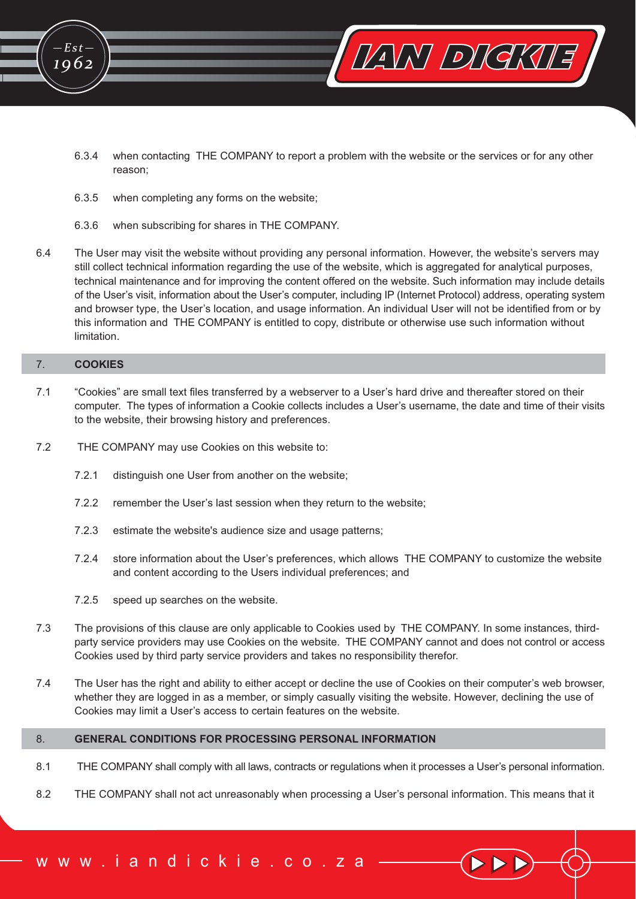6.3.4 when contacting THE COMPANY to report a problem with the website or the services or for any other reason;

6.3.5 when completing any forms on the website;

6.3.6 when subscribing for shares in THE COMPANY.

6.4 The User may visit the website without providing any personal information. However, the website's servers may still collect technical information regarding the use of the website, which is aggregated for analytical purposes, technical maintenance and for improving the content offered on the website. Such information may include details of the User's visit, information about the User's computer, including IP (Internet Protocol) address, operating system and browser type, the User's location, and usage information. An individual User will not be identified from or by this information and THE COMPANY is entitled to copy, distribute or otherwise use such information without limitation.

## 7. COOKIES

7.1 "Cookies" are small text files transferred by a webserver to a User's hard drive and thereafter stored on their computer. The types of information a Cookie collects includes a User's username, the date and time of their visits to the website, their browsing history and preferences.

7.2 THE COMPANY may use Cookies on this website to:

7.2.1 distinguish one User from another on the website;

7.2.2 remember the User's last session when they return to the website;

7.2.3 estimate the website's audience size and usage patterns;

7.2.4 store information about the User's preferences, which allows THE COMPANY to customize the website and content according to the Users individual preferences; and

7.2.5 speed up searches on the website.

7.3 The provisions of this clause are only applicable to Cookies used by THE COMPANY. In some instances, third-party service providers may use Cookies on the website. THE COMPANY cannot and does not control or access Cookies used by third party service providers and takes no responsibility therefor.

7.4 The User has the right and ability to either accept or decline the use of Cookies on their computer's web browser, whether they are logged in as a member, or simply casually visiting the website. However, declining the use of Cookies may limit a User's access to certain features on the website.

## 8. GENERAL CONDITIONS FOR PROCESSING PERSONAL INFORMATION

8.1 THE COMPANY shall comply with all laws, contracts or regulations when it processes a User's personal information.

8.2 THE COMPANY shall not act unreasonably when processing a User's personal information. This means that it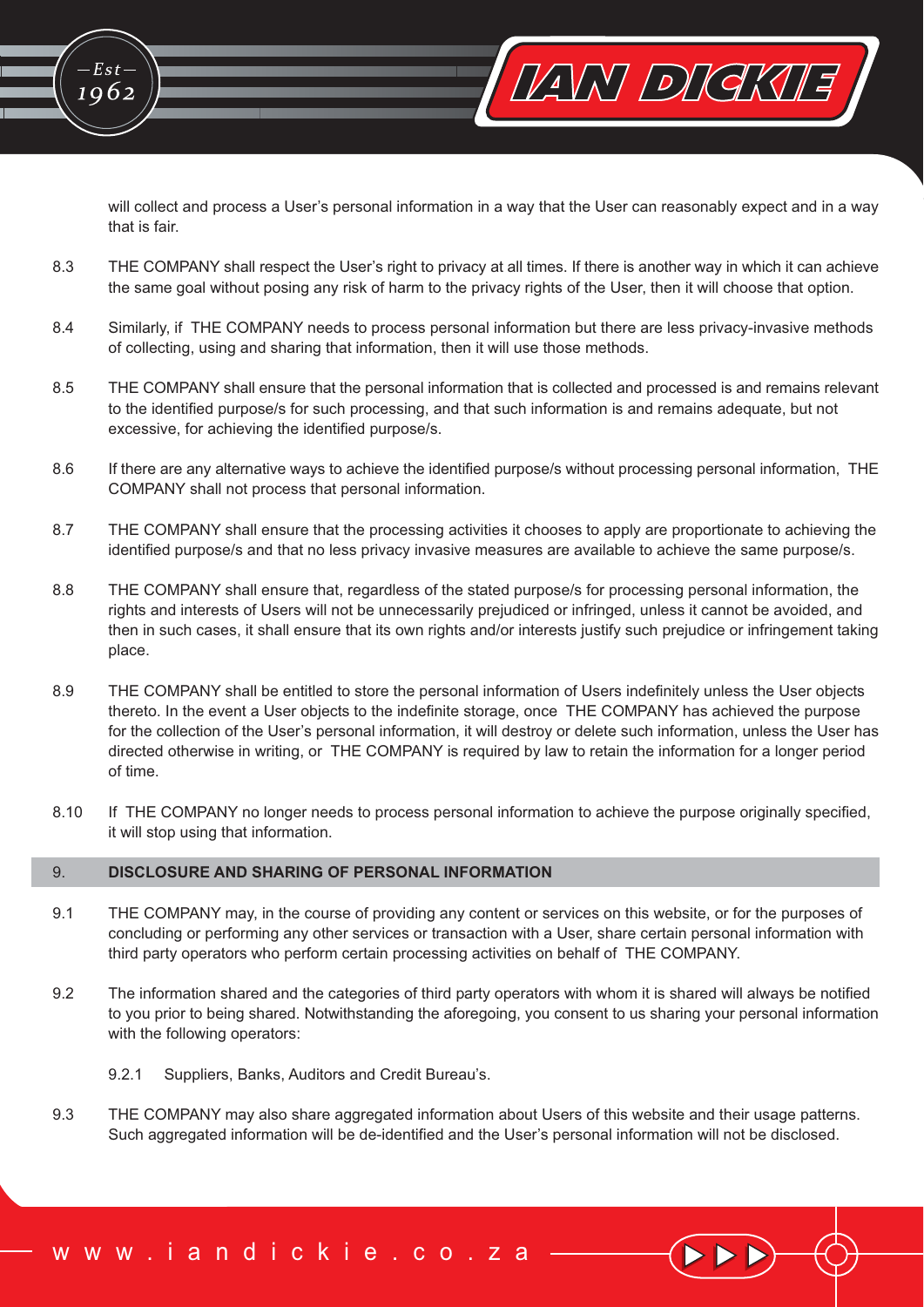will collect and process a User's personal information in a way that the User can reasonably expect and in a way that is fair.

8.3 THE COMPANY shall respect the User's right to privacy at all times. If there is another way in which it can achieve the same goal without posing any risk of harm to the privacy rights of the User, then it will choose that option.

8.4 Similarly, if THE COMPANY needs to process personal information but there are less privacy-invasive methods of collecting, using and sharing that information, then it will use those methods.

8.5 THE COMPANY shall ensure that the personal information that is collected and processed is and remains relevant to the identified purpose/s for such processing, and that such information is and remains adequate, but not excessive, for achieving the identified purpose/s.

8.6 If there are any alternative ways to achieve the identified purpose/s without processing personal information, THE COMPANY shall not process that personal information.

8.7 THE COMPANY shall ensure that the processing activities it chooses to apply are proportionate to achieving the identified purpose/s and that no less privacy invasive measures are available to achieve the same purpose/s.

8.8 THE COMPANY shall ensure that, regardless of the stated purpose/s for processing personal information, the rights and interests of Users will not be unnecessarily prejudiced or infringed, unless it cannot be avoided, and then in such cases, it shall ensure that its own rights and/or interests justify such prejudice or infringement taking place.

8.9 THE COMPANY shall be entitled to store the personal information of Users indefinitely unless the User objects thereto. In the event a User objects to the indefinite storage, once THE COMPANY has achieved the purpose for the collection of the User's personal information, it will destroy or delete such information, unless the User has directed otherwise in writing, or THE COMPANY is required by law to retain the information for a longer period of time.

8.10 If THE COMPANY no longer needs to process personal information to achieve the purpose originally specified, it will stop using that information.

## 9. DISCLOSURE AND SHARING OF PERSONAL INFORMATION

9.1 THE COMPANY may, in the course of providing any content or services on this website, or for the purposes of concluding or performing any other services or transaction with a User, share certain personal information with third party operators who perform certain processing activities on behalf of THE COMPANY.

9.2 The information shared and the categories of third party operators with whom it is shared will always be notified to you prior to being shared. Notwithstanding the aforegoing, you consent to us sharing your personal information with the following operators:

9.2.1 Suppliers, Banks, Auditors and Credit Bureau's.

9.3 THE COMPANY may also share aggregated information about Users of this website and their usage patterns. Such aggregated information will be de-identified and the User's personal information will not be disclosed.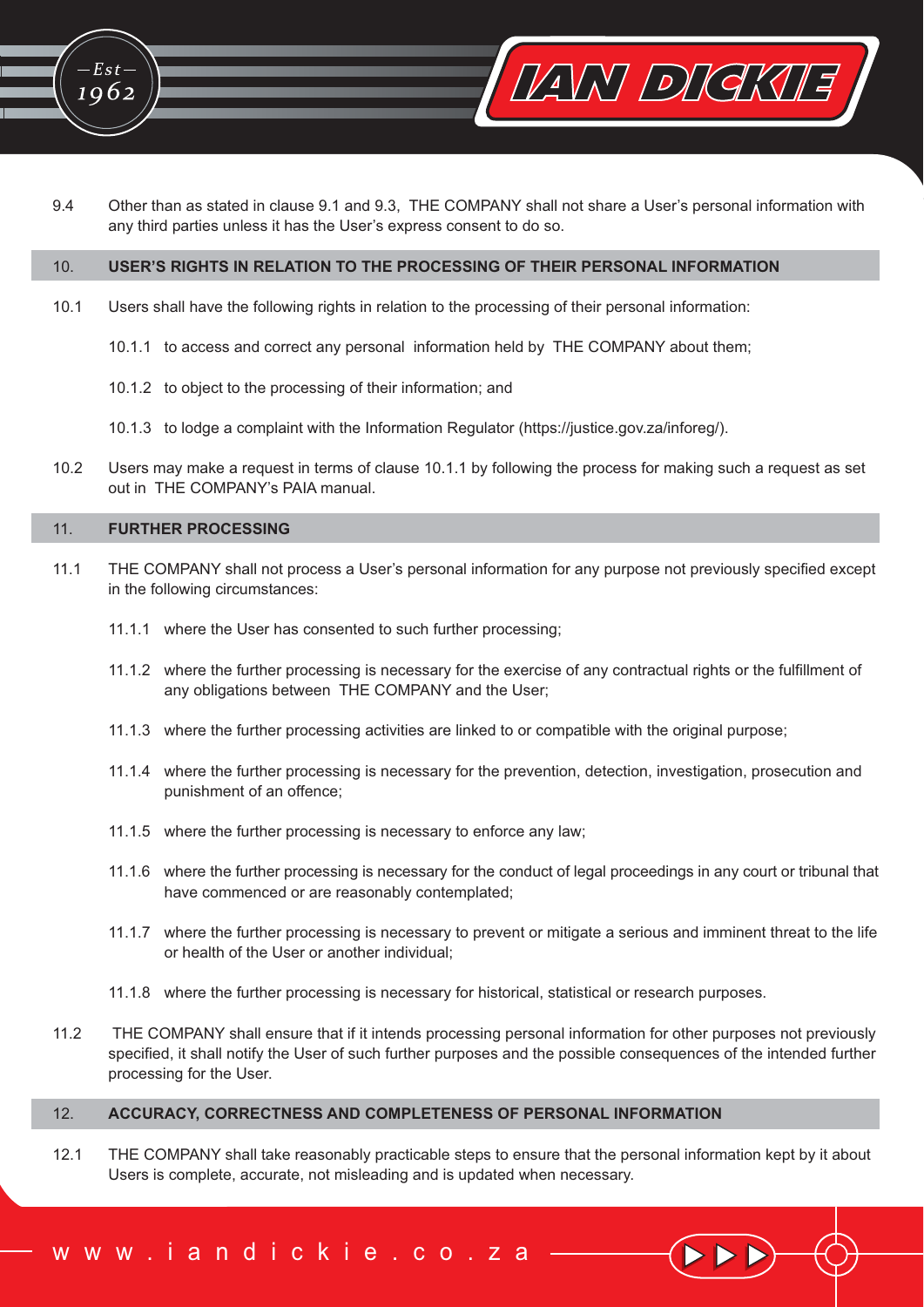9.4 Other than as stated in clause 9.1 and 9.3, THE COMPANY shall not share a User's personal information with any third parties unless it has the User's express consent to do so.

## 10. USER'S RIGHTS IN RELATION TO THE PROCESSING OF THEIR PERSONAL INFORMATION

10.1 Users shall have the following rights in relation to the processing of their personal information:

- 10.1.1 to access and correct any personal information held by THE COMPANY about them;
- 10.1.2 to object to the processing of their information; and
- 10.1.3 to lodge a complaint with the Information Regulator (https://justice.gov.za/inforeg/).

10.2 Users may make a request in terms of clause 10.1.1 by following the process for making such a request as set out in THE COMPANY's PAIA manual.

## 11. FURTHER PROCESSING

11.1 THE COMPANY shall not process a User's personal information for any purpose not previously specified except in the following circumstances:

- 11.1.1 where the User has consented to such further processing;
- 11.1.2 where the further processing is necessary for the exercise of any contractual rights or the fulfillment of any obligations between THE COMPANY and the User;
- 11.1.3 where the further processing activities are linked to or compatible with the original purpose;
- 11.1.4 where the further processing is necessary for the prevention, detection, investigation, prosecution and punishment of an offence;
- 11.1.5 where the further processing is necessary to enforce any law;
- 11.1.6 where the further processing is necessary for the conduct of legal proceedings in any court or tribunal that have commenced or are reasonably contemplated;
- 11.1.7 where the further processing is necessary to prevent or mitigate a serious and imminent threat to the life or health of the User or another individual;
- 11.1.8 where the further processing is necessary for historical, statistical or research purposes.

11.2 THE COMPANY shall ensure that if it intends processing personal information for other purposes not previously specified, it shall notify the User of such further purposes and the possible consequences of the intended further processing for the User.

## 12. ACCURACY, CORRECTNESS AND COMPLETENESS OF PERSONAL INFORMATION

12.1 THE COMPANY shall take reasonably practicable steps to ensure that the personal information kept by it about Users is complete, accurate, not misleading and is updated when necessary.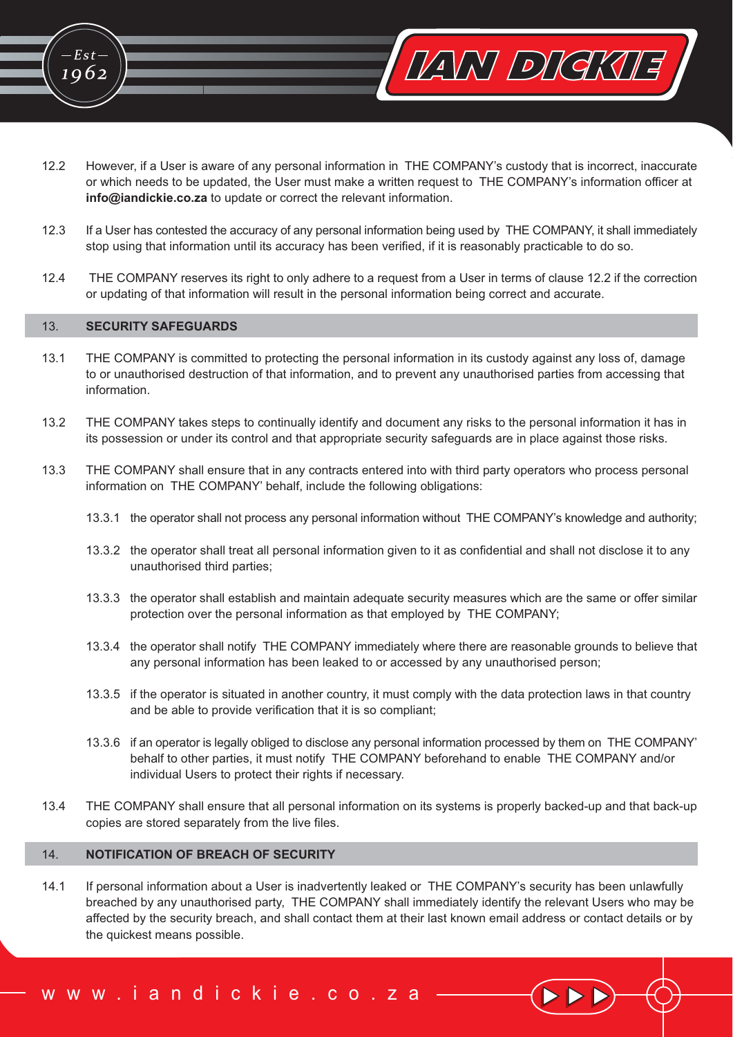12.2 However, if a User is aware of any personal information in THE COMPANY's custody that is incorrect, inaccurate or which needs to be updated, the User must make a written request to THE COMPANY's information officer at **info@iandickie.co.za** to update or correct the relevant information.

12.3 If a User has contested the accuracy of any personal information being used by THE COMPANY, it shall immediately stop using that information until its accuracy has been verified, if it is reasonably practicable to do so.

12.4 THE COMPANY reserves its right to only adhere to a request from a User in terms of clause 12.2 if the correction or updating of that information will result in the personal information being correct and accurate.

## 13. SECURITY SAFEGUARDS

13.1 THE COMPANY is committed to protecting the personal information in its custody against any loss of, damage to or unauthorised destruction of that information, and to prevent any unauthorised parties from accessing that information.

13.2 THE COMPANY takes steps to continually identify and document any risks to the personal information it has in its possession or under its control and that appropriate security safeguards are in place against those risks.

13.3 THE COMPANY shall ensure that in any contracts entered into with third party operators who process personal information on THE COMPANY' behalf, include the following obligations:

13.3.1 the operator shall not process any personal information without THE COMPANY's knowledge and authority;

13.3.2 the operator shall treat all personal information given to it as confidential and shall not disclose it to any unauthorised third parties;

13.3.3 the operator shall establish and maintain adequate security measures which are the same or offer similar protection over the personal information as that employed by THE COMPANY;

13.3.4 the operator shall notify THE COMPANY immediately where there are reasonable grounds to believe that any personal information has been leaked to or accessed by any unauthorised person;

13.3.5 if the operator is situated in another country, it must comply with the data protection laws in that country and be able to provide verification that it is so compliant;

13.3.6 if an operator is legally obliged to disclose any personal information processed by them on THE COMPANY' behalf to other parties, it must notify THE COMPANY beforehand to enable THE COMPANY and/or individual Users to protect their rights if necessary.

13.4 THE COMPANY shall ensure that all personal information on its systems is properly backed-up and that back-up copies are stored separately from the live files.

## 14. NOTIFICATION OF BREACH OF SECURITY

14.1 If personal information about a User is inadvertently leaked or THE COMPANY's security has been unlawfully breached by any unauthorised party, THE COMPANY shall immediately identify the relevant Users who may be affected by the security breach, and shall contact them at their last known email address or contact details or by the quickest means possible.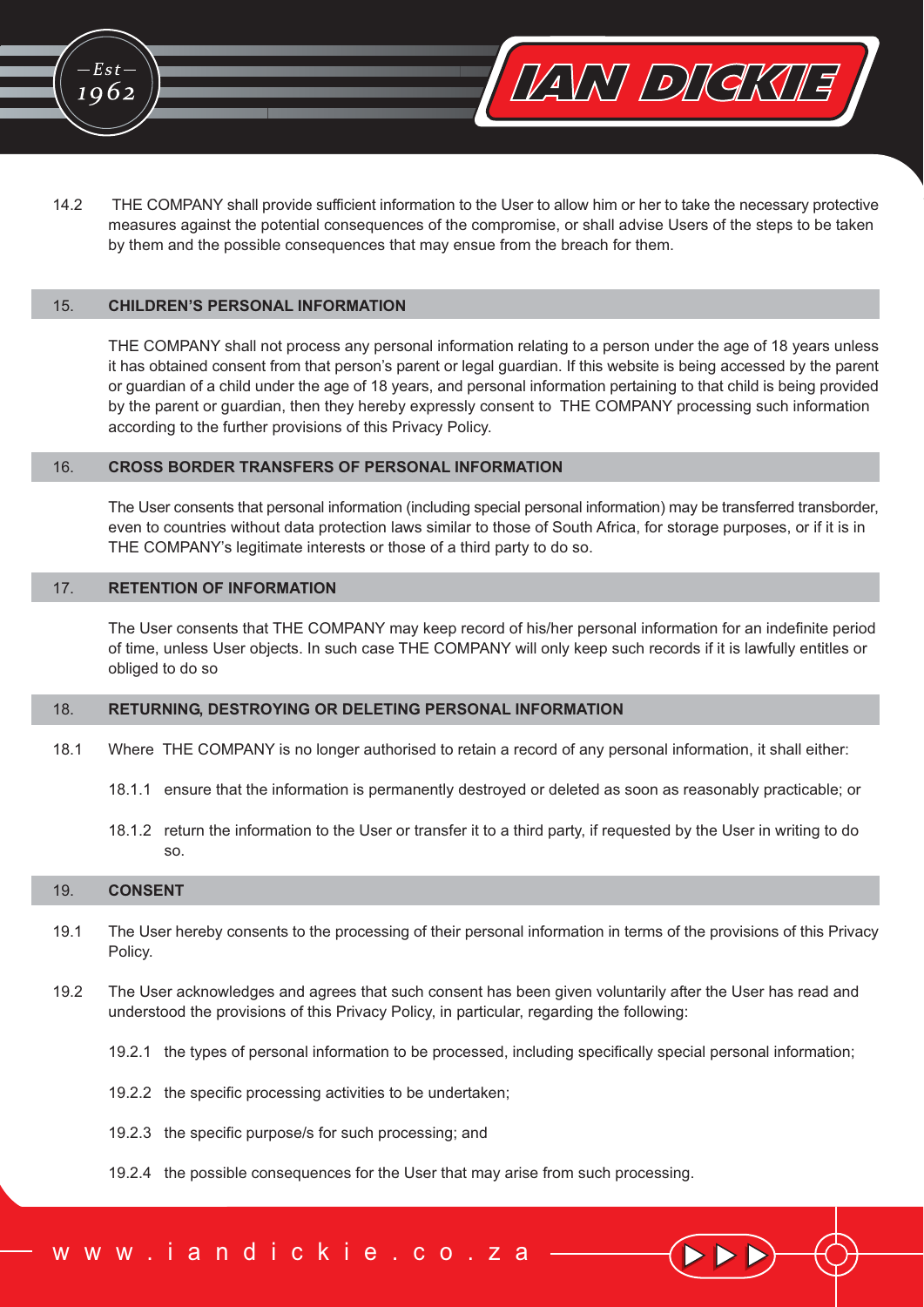14.2 THE COMPANY shall provide sufficient information to the User to allow him or her to take the necessary protective measures against the potential consequences of the compromise, or shall advise Users of the steps to be taken by them and the possible consequences that may ensue from the breach for them.

## 15. CHILDREN'S PERSONAL INFORMATION

THE COMPANY shall not process any personal information relating to a person under the age of 18 years unless it has obtained consent from that person's parent or legal guardian. If this website is being accessed by the parent or guardian of a child under the age of 18 years, and personal information pertaining to that child is being provided by the parent or guardian, then they hereby expressly consent to THE COMPANY processing such information according to the further provisions of this Privacy Policy.

## 16. CROSS BORDER TRANSFERS OF PERSONAL INFORMATION

The User consents that personal information (including special personal information) may be transferred transborder, even to countries without data protection laws similar to those of South Africa, for storage purposes, or if it is in THE COMPANY's legitimate interests or those of a third party to do so.

## 17. RETENTION OF INFORMATION

The User consents that THE COMPANY may keep record of his/her personal information for an indefinite period of time, unless User objects. In such case THE COMPANY will only keep such records if it is lawfully entitles or obliged to do so

## 18. RETURNING, DESTROYING OR DELETING PERSONAL INFORMATION

18.1 Where THE COMPANY is no longer authorised to retain a record of any personal information, it shall either:

18.1.1 ensure that the information is permanently destroyed or deleted as soon as reasonably practicable; or

18.1.2 return the information to the User or transfer it to a third party, if requested by the User in writing to do so.

## 19. CONSENT

19.1 The User hereby consents to the processing of their personal information in terms of the provisions of this Privacy Policy.

19.2 The User acknowledges and agrees that such consent has been given voluntarily after the User has read and understood the provisions of this Privacy Policy, in particular, regarding the following:

19.2.1 the types of personal information to be processed, including specifically special personal information;

19.2.2 the specific processing activities to be undertaken;

19.2.3 the specific purpose/s for such processing; and

19.2.4 the possible consequences for the User that may arise from such processing.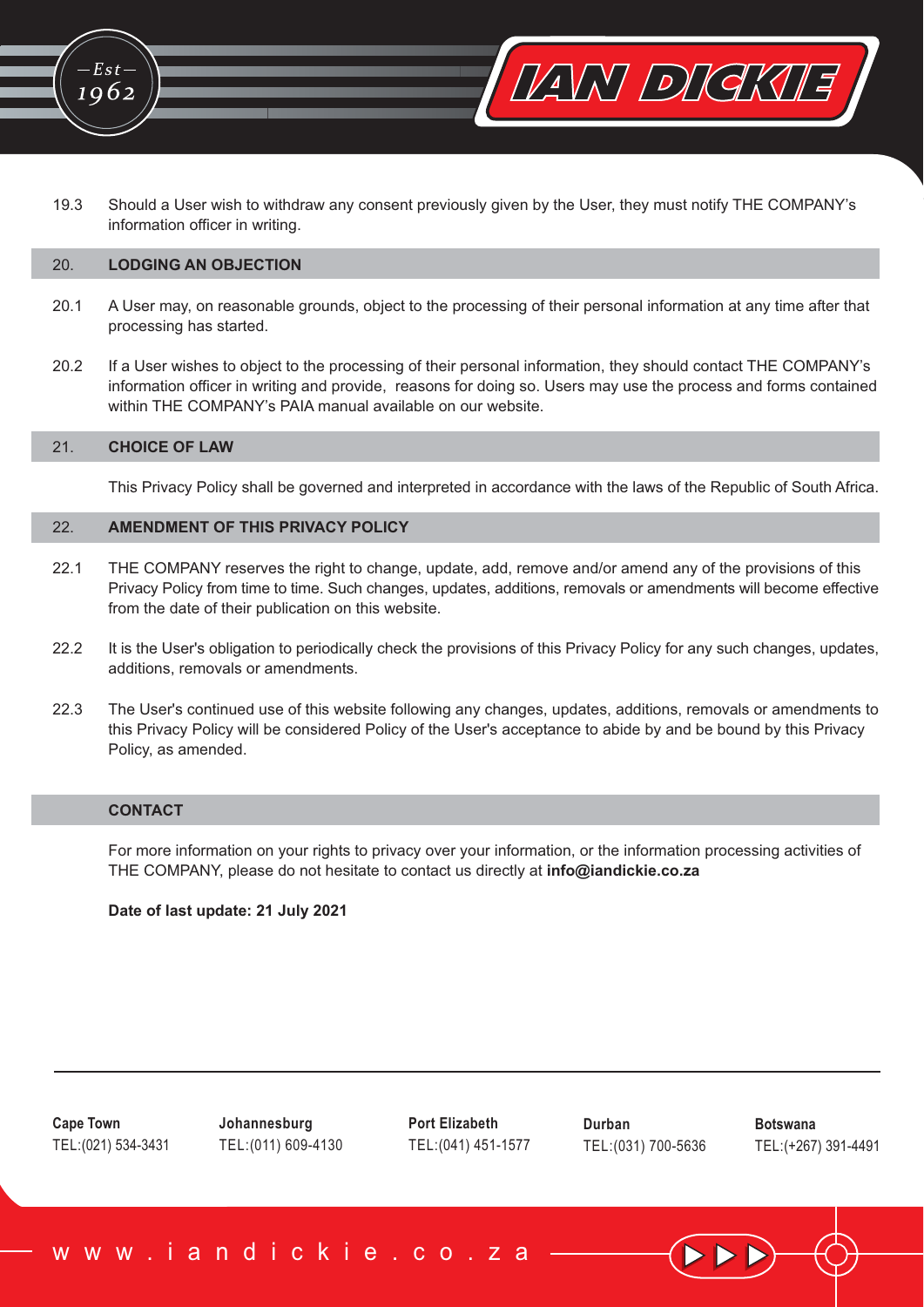19.3 Should a User wish to withdraw any consent previously given by the User, they must notify THE COMPANY's information officer in writing.

## 20. LODGING AN OBJECTION

20.1 A User may, on reasonable grounds, object to the processing of their personal information at any time after that processing has started.

20.2 If a User wishes to object to the processing of their personal information, they should contact THE COMPANY's information officer in writing and provide, reasons for doing so. Users may use the process and forms contained within THE COMPANY's PAIA manual available on our website.

## 21. CHOICE OF LAW

This Privacy Policy shall be governed and interpreted in accordance with the laws of the Republic of South Africa.

## 22. AMENDMENT OF THIS PRIVACY POLICY

22.1 THE COMPANY reserves the right to change, update, add, remove and/or amend any of the provisions of this Privacy Policy from time to time. Such changes, updates, additions, removals or amendments will become effective from the date of their publication on this website.

22.2 It is the User's obligation to periodically check the provisions of this Privacy Policy for any such changes, updates, additions, removals or amendments.

22.3 The User's continued use of this website following any changes, updates, additions, removals or amendments to this Privacy Policy will be considered Policy of the User's acceptance to abide by and be bound by this Privacy Policy, as amended.

## CONTACT

For more information on your rights to privacy over your information, or the information processing activities of THE COMPANY, please do not hesitate to contact us directly at **info@iandickie.co.za**

**Date of last update: 21 July 2021**

**Cape Town**
TEL:(021) 534-3431

**Johannesburg**
TEL:(011) 609-4130

**Port Elizabeth**
TEL:(041) 451-1577

**Durban**
TEL:(031) 700-5636

**Botswana**
TEL:(+267) 391-4491

www.iandickie.co.za